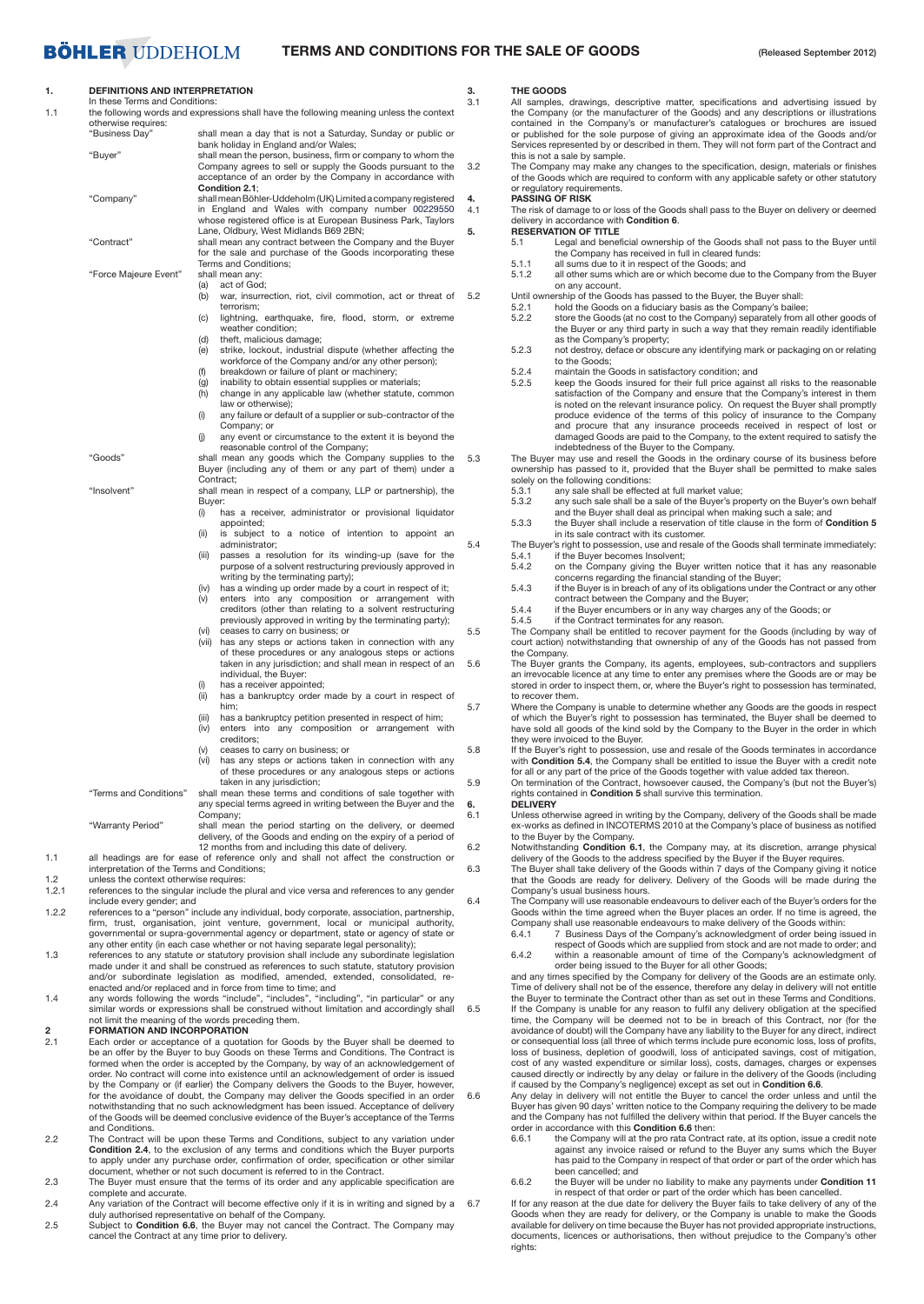# TERMS AND CONDITIONS FOR THE SALE OF GOODS

(Released September 2012)

## 1. DEFINITIONS AND INTERPRETATION

In these Terms and Conditions:

1.1 the following words and expressions shall have the following meaning unless the context otherwise requires:

"Business Day" shall mean a day that is not a Saturday, Sunday or public or bank holiday in England and/or Wales;

"Buyer" shall mean the person, business, firm or company to whom the Company agrees to sell or supply the Goods pursuant to the acceptance of an order by the Company in accordance with **Condition 2.1**;

"Company" shall mean Böhler-Uddeholm (UK) Limited a company registered in England and Wales with company number 00229550 whose registered office is at European Business Park, Taylors Lane, Oldbury, West Midlands B69 2BN;

"Contract" shall mean any contract between the Company and the Buyer for the sale and purchase of the Goods incorporating these Terms and Conditions;

"Force Majeure Event" shall mean any:
- (a) act of God;
- (b) war, insurrection, riot, civil commotion, act or threat of terrorism;
- (c) lightning, earthquake, fire, flood, storm, or extreme weather condition;
- (d) theft, malicious damage;
- (e) strike, lockout, industrial dispute (whether affecting the workforce of the Company and/or any other person);
- (f) breakdown or failure of plant or machinery;
- (g) inability to obtain essential supplies or materials;
- (h) change in any applicable law (whether statute, common law or otherwise);
- (i) any failure or default of a supplier or sub-contractor of the Company; or
- (j) any event or circumstance to the extent it is beyond the reasonable control of the Company;

"Goods" shall mean any goods which the Company supplies to the Buyer (including any of them or any part of them) under a Contract;

"Insolvent" shall mean in respect of a company, LLP or partnership), the Buyer:
- (i) has a receiver, administrator or provisional liquidator appointed;
- (ii) is subject to a notice of intention to appoint an administrator;
- (iii) passes a resolution for its winding-up (save for the purpose of a solvent restructuring previously approved in writing by the terminating party);
- (iv) has a winding up order made by a court in respect of it;
- (v) enters into any composition or arrangement with creditors (other than relating to a solvent restructuring previously approved in writing by the terminating party);
- (vi) ceases to carry on business; or
- (vii) has any steps or actions taken in connection with any of these procedures or any analogous steps or actions taken in any jurisdiction; and shall mean in respect of an individual, the Buyer:
- (i) has a receiver appointed;
- (ii) has a bankruptcy order made by a court in respect of him;
- (iii) has a bankruptcy petition presented in respect of him;
- (iv) enters into any composition or arrangement with creditors;
- (v) ceases to carry on business; or
- (vi) has any steps or actions taken in connection with any of these procedures or any analogous steps or actions taken in any jurisdiction;

"Terms and Conditions" shall mean these terms and conditions of sale together with any special terms agreed in writing between the Buyer and the Company;

"Warranty Period" shall mean the period starting on the delivery, or deemed delivery, of the Goods and ending on the expiry of a period of 12 months from and including this date of delivery.

1.1 all headings are for ease of reference only and shall not affect the construction or interpretation of the Terms and Conditions;

1.2 unless the context otherwise requires:

1.2.1 references to the singular include the plural and vice versa and references to any gender include every gender; and

1.2.2 references to a "person" include any individual, body corporate, association, partnership, firm, trust, organisation, joint venture, government, local or municipal authority, governmental or supra-governmental agency or department, state or agency of state or any other entity (in each case whether or not having separate legal personality);

1.3 references to any statute or statutory provision shall include any subordinate legislation made under it and shall be construed as references to such statute, statutory provision and/or subordinate legislation as modified, amended, extended, consolidated, re-enacted and/or replaced and in force from time to time; and

1.4 any words following the words "include", "includes", "including", "in particular" or any similar words or expressions shall be construed without limitation and accordingly shall not limit the meaning of the words preceding them.

## 2 FORMATION AND INCORPORATION

2.1 Each order or acceptance of a quotation for Goods by the Buyer shall be deemed to be an offer by the Buyer to buy Goods on these Terms and Conditions. The Contract is formed when the order is accepted by the Company, by way of an acknowledgement of order. No contract will come into existence until an acknowledgement of order is issued by the Company or (if earlier) the Company delivers the Goods to the Buyer, however, for the avoidance of doubt, the Company may deliver the Goods specified in an order notwithstanding that no such acknowledgment has been issued. Acceptance of delivery of the Goods will be deemed conclusive evidence of the Buyer's acceptance of the Terms and Conditions.

2.2 The Contract will be upon these Terms and Conditions, subject to any variation under **Condition 2.4**, to the exclusion of any terms and conditions which the Buyer purports to apply under any purchase order, confirmation of order, specification or other similar document, whether or not such document is referred to in the Contract.

2.3 The Buyer must ensure that the terms of its order and any applicable specification are complete and accurate.

2.4 Any variation of the Contract will become effective only if it is in writing and signed by a duly authorised representative on behalf of the Company.

2.5 Subject to **Condition 6.6**, the Buyer may not cancel the Contract. The Company may cancel the Contract at any time prior to delivery.

## 3. THE GOODS

3.1 All samples, drawings, descriptive matter, specifications and advertising issued by the Company (or the manufacturer of the Goods) and any descriptions or illustrations contained in the Company's or manufacturer's catalogues or brochures are issued or published for the sole purpose of giving an approximate idea of the Goods and/or Services represented by or described in them. They will not form part of the Contract and this is not a sale by sample.

3.2 The Company may make any changes to the specification, design, materials or finishes of the Goods which are required to conform with any applicable safety or other statutory or regulatory requirements.

## 4. PASSING OF RISK

4.1 The risk of damage to or loss of the Goods shall pass to the Buyer on delivery or deemed delivery in accordance with **Condition 6**.

## 5. RESERVATION OF TITLE

5.1 Legal and beneficial ownership of the Goods shall not pass to the Buyer until the Company has received in full in cleared funds:

5.1.1 all sums due to it in respect of the Goods; and

5.1.2 all other sums which are or which become due to the Company from the Buyer on any account.

5.2 Until ownership of the Goods has passed to the Buyer, the Buyer shall:

5.2.1 hold the Goods on a fiduciary basis as the Company's bailee;

5.2.2 store the Goods (at no cost to the Company) separately from all other goods of the Buyer or any third party in such a way that they remain readily identifiable as the Company's property;

5.2.3 not destroy, deface or obscure any identifying mark or packaging on or relating to the Goods;

5.2.4 maintain the Goods in satisfactory condition; and

5.2.5 keep the Goods insured for their full price against all risks to the reasonable satisfaction of the Company and ensure that the Company's interest in them is noted on the relevant insurance policy. On request the Buyer shall promptly produce evidence of the terms of this policy of insurance to the Company and procure that any insurance proceeds received in respect of lost or damaged Goods are paid to the Company, to the extent required to satisfy the indebtedness of the Buyer to the Company.

5.3 The Buyer may use and resell the Goods in the ordinary course of its business before ownership has passed to it, provided that the Buyer shall be permitted to make sales solely on the following conditions:

5.3.1 any sale shall be effected at full market value;

5.3.2 any such sale shall be a sale of the Buyer's property on the Buyer's own behalf and the Buyer shall deal as principal when making such a sale; and

5.3.3 the Buyer shall include a reservation of title clause in the form of **Condition 5** in its sale contract with its customer.

5.4 The Buyer's right to possession, use and resale of the Goods shall terminate immediately:

5.4.1 if the Buyer becomes Insolvent;

5.4.2 on the Company giving the Buyer written notice that it has any reasonable concerns regarding the financial standing of the Buyer;

5.4.3 if the Buyer is in breach of any of its obligations under the Contract or any other contract between the Company and the Buyer;

5.4.4 if the Buyer encumbers or in any way charges any of the Goods; or

5.4.5 if the Contract terminates for any reason.

5.5 The Company shall be entitled to recover payment for the Goods (including by way of court action) notwithstanding that ownership of any of the Goods has not passed from the Company.

5.6 The Buyer grants the Company, its agents, employees, sub-contractors and suppliers an irrevocable licence at any time to enter any premises where the Goods are or may be stored in order to inspect them, or, where the Buyer's right to possession has terminated, to recover them.

5.7 Where the Company is unable to determine whether any Goods are the goods in respect of which the Buyer's right to possession has terminated, the Buyer shall be deemed to have sold all goods of the kind sold by the Company to the Buyer in the order in which they were invoiced to the Buyer.

5.8 If the Buyer's right to possession, use and resale of the Goods terminates in accordance with **Condition 5.4**, the Company shall be entitled to issue the Buyer with a credit note for all or any part of the price of the Goods together with value added tax thereon.

5.9 On termination of the Contract, howsoever caused, the Company's (but not the Buyer's) rights contained in **Condition 5** shall survive this termination.

## 6. DELIVERY

6.1 Unless otherwise agreed in writing by the Company, delivery of the Goods shall be made ex-works as defined in INCOTERMS 2010 at the Company's place of business as notified to the Buyer by the Company.

6.2 Notwithstanding **Condition 6.1**, the Company may, at its discretion, arrange physical delivery of the Goods to the address specified by the Buyer if the Buyer requires.

6.3 The Buyer shall take delivery of the Goods within 7 days of the Company giving it notice that the Goods are ready for delivery. Delivery of the Goods will be made during the Company's usual business hours.

6.4 The Company will use reasonable endeavours to deliver each of the Buyer's orders for the Goods within the time agreed when the Buyer places an order. If no time is agreed, the Company shall use reasonable endeavours to make delivery of the Goods within:

6.4.1 7 Business Days of the Company's acknowledgment of order being issued in respect of Goods which are supplied from stock and are not made to order; and

6.4.2 within a reasonable amount of time of the Company's acknowledgment of order being issued to the Buyer for all other Goods;

and any times specified by the Company for delivery of the Goods are an estimate only. Time of delivery shall not be of the essence, therefore any delay in delivery will not entitle the Buyer to terminate the Contract other than as set out in these Terms and Conditions.

6.5 If the Company is unable for any reason to fulfil any delivery obligation at the specified time, the Company will be deemed not to be in breach of this Contract, nor (for the avoidance of doubt) will the Company have any liability to the Buyer for any direct, indirect or consequential loss (all three of which terms include pure economic loss, loss of profits, loss of business, depletion of goodwill, loss of anticipated savings, cost of mitigation, cost of any wasted expenditure or similar loss), costs, damages, charges or expenses caused directly or indirectly by any delay or failure in the delivery of the Goods (including if caused by the Company's negligence) except as set out in **Condition 6.6**.

6.6 Any delay in delivery will not entitle the Buyer to cancel the order unless and until the Buyer has given 90 days' written notice to the Company requiring the delivery to be made and the Company has not fulfilled the delivery within that period. If the Buyer cancels the order in accordance with this **Condition 6.6** then:

6.6.1 the Company will at the pro rata Contract rate, at its option, issue a credit note against any invoice raised or refund to the Buyer any sums which the Buyer has paid to the Company in respect of that order or part of the order which has been cancelled; and

6.6.2 the Buyer will be under no liability to make any payments under **Condition 11** in respect of that order or part of the order which has been cancelled.

6.7 If for any reason at the due date for delivery the Buyer fails to take delivery of any of the Goods when they are ready for delivery, or the Company is unable to make the Goods available for delivery on time because the Buyer has not provided appropriate instructions, documents, licences or authorisations, then without prejudice to the Company's other rights: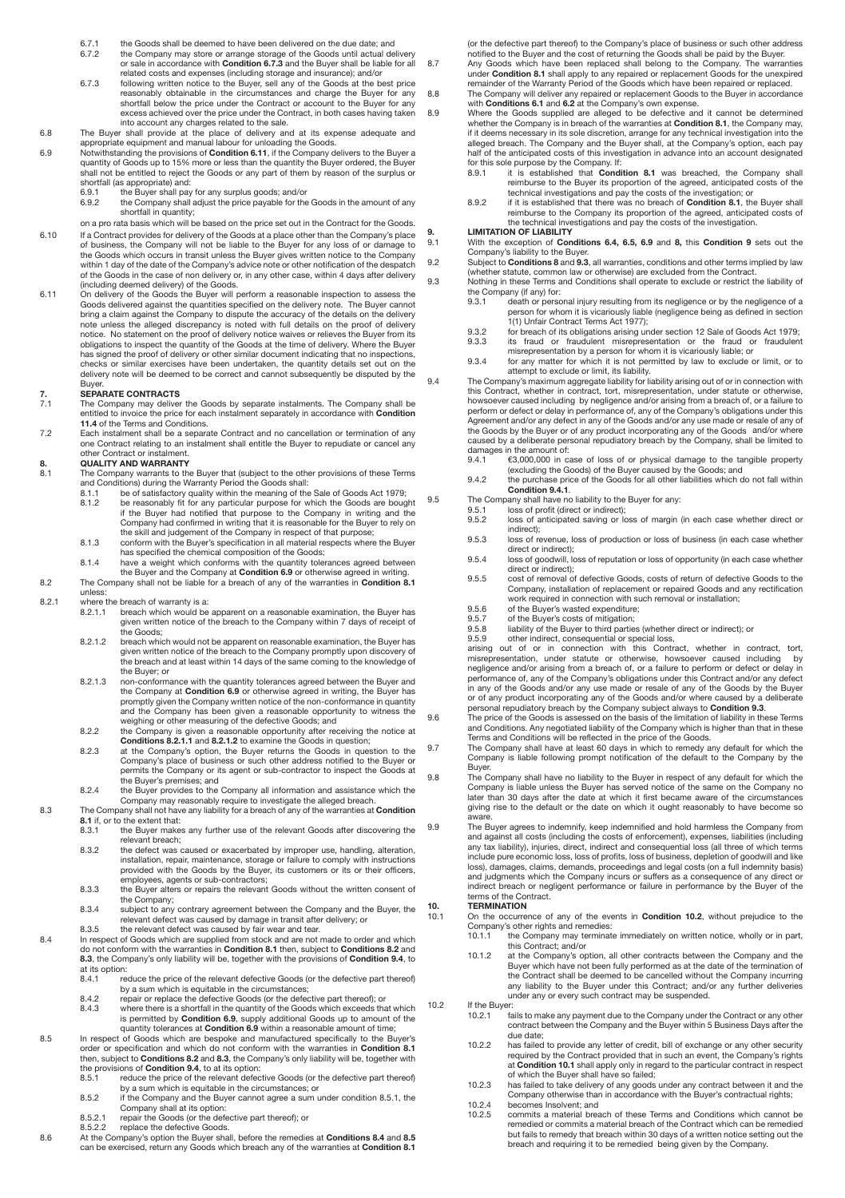6.7.1 the Goods shall be deemed to have been delivered on the due date; and

6.7.2 the Company may store or arrange storage of the Goods until actual delivery or sale in accordance with **Condition 6.7.3** and the Buyer shall be liable for all related costs and expenses (including storage and insurance); and/or

6.7.3 following written notice to the Buyer, sell any of the Goods at the best price reasonably obtainable in the circumstances and charge the Buyer for any shortfall below the price under the Contract or account to the Buyer for any excess achieved over the price under the Contract, in both cases having taken into account any charges related to the sale.

6.8 The Buyer shall provide at the place of delivery and at its expense adequate and appropriate equipment and manual labour for unloading the Goods.

6.9 Notwithstanding the provisions of **Condition 6.11**, if the Company delivers to the Buyer a quantity of Goods up to 15% more or less than the quantity the Buyer ordered, the Buyer shall not be entitled to reject the Goods or any part of them by reason of the surplus or shortfall (as appropriate) and:

6.9.1 the Buyer shall pay for any surplus goods; and/or

6.9.2 the Company shall adjust the price payable for the Goods in the amount of any shortfall in quantity;

on a pro rata basis which will be based on the price set out in the Contract for the Goods.

6.10 If a Contract provides for delivery of the Goods at a place other than the Company's place of business, the Company will not be liable to the Buyer for any loss of or damage to the Goods which occurs in transit unless the Buyer gives written notice to the Company within 1 day of the date of the Company's advice note or other notification of the despatch of the Goods in the case of non delivery or, in any other case, within 4 days after delivery (including deemed delivery) of the Goods.

6.11 On delivery of the Goods the Buyer will perform a reasonable inspection to assess the Goods delivered against the quantities specified on the delivery note. The Buyer cannot bring a claim against the Company to dispute the accuracy of the details on the delivery note unless the alleged discrepancy is noted with full details on the proof of delivery notice. No statement on the proof of delivery notice waives or relieves the Buyer from its obligations to inspect the quantity of the Goods at the time of delivery. Where the Buyer has signed the proof of delivery or other similar document indicating that no inspections, checks or similar exercises have been undertaken, the quantity details set out on the delivery note will be deemed to be correct and cannot subsequently be disputed by the Buyer.

## 7. SEPARATE CONTRACTS

7.1 The Company may deliver the Goods by separate instalments. The Company shall be entitled to invoice the price for each instalment separately in accordance with **Condition 11.4** of the Terms and Conditions.

7.2 Each instalment shall be a separate Contract and no cancellation or termination of any one Contract relating to an instalment shall entitle the Buyer to repudiate or cancel any other Contract or instalment.

## 8. QUALITY AND WARRANTY

8.1 The Company warrants to the Buyer that (subject to the other provisions of these Terms and Conditions) during the Warranty Period the Goods shall:

8.1.1 be of satisfactory quality within the meaning of the Sale of Goods Act 1979;

8.1.2 be reasonably fit for any particular purpose for which the Goods are bought if the Buyer had notified that purpose to the Company in writing and the Company had confirmed in writing that it is reasonable for the Buyer to rely on the skill and judgement of the Company in respect of that purpose;

8.1.3 conform with the Buyer's specification in all material respects where the Buyer has specified the chemical composition of the Goods;

8.1.4 have a weight which conforms with the quantity tolerances agreed between the Buyer and the Company at **Condition 6.9** or otherwise agreed in writing.

8.2 The Company shall not be liable for a breach of any of the warranties in **Condition 8.1** unless:

8.2.1 where the breach of warranty is a:

8.2.1.1 breach which would be apparent on a reasonable examination, the Buyer has given written notice of the breach to the Company within 7 days of receipt of the Goods;

8.2.1.2 breach which would not be apparent on reasonable examination, the Buyer has given written notice of the breach to the Company promptly upon discovery of the breach and at least within 14 days of the same coming to the knowledge of the Buyer; or

8.2.1.3 non-conformance with the quantity tolerances agreed between the Buyer and the Company at **Condition 6.9** or otherwise agreed in writing, the Buyer has promptly given the Company written notice of the non-conformance in quantity and the Company has been given a reasonable opportunity to witness the weighing or other measuring of the defective Goods; and

8.2.2 the Company is given a reasonable opportunity after receiving the notice at **Conditions 8.2.1.1** and **8.2.1.2** to examine the Goods in question;

8.2.3 at the Company's option, the Buyer returns the Goods in question to the Company's place of business or such other address notified to the Buyer or permits the Company or its agent or sub-contractor to inspect the Goods at the Buyer's premises; and

8.2.4 the Buyer provides to the Company all information and assistance which the Company may reasonably require to investigate the alleged breach.

8.3 The Company shall not have any liability for a breach of any of the warranties at **Condition 8.1** if, or to the extent that:

8.3.1 the Buyer makes any further use of the relevant Goods after discovering the relevant breach;

8.3.2 the defect was caused or exacerbated by improper use, handling, alteration, installation, repair, maintenance, storage or failure to comply with instructions provided with the Goods by the Buyer, its customers or its or their officers, employees, agents or sub-contractors;

8.3.3 the Buyer alters or repairs the relevant Goods without the written consent of the Company;

8.3.4 subject to any contrary agreement between the Company and the Buyer, the relevant defect was caused by damage in transit after delivery; or

8.3.5 the relevant defect was caused by fair wear and tear.

8.4 In respect of Goods which are supplied from stock and are not made to order and which do not conform with the warranties in **Condition 8.1** then, subject to **Conditions 8.2** and **8.3**, the Company's only liability will be, together with the provisions of **Condition 9.4**, to at its option:

8.4.1 reduce the price of the relevant defective Goods (or the defective part thereof) by a sum which is equitable in the circumstances;

8.4.2 repair or replace the defective Goods (or the defective part thereof); or

8.4.3 where there is a shortfall in the quantity of the Goods which exceeds that which is permitted by **Condition 6.9**, supply additional Goods up to amount of the quantity tolerances at **Condition 6.9** within a reasonable amount of time;

8.5 In respect of Goods which are bespoke and manufactured specifically to the Buyer's order or specification and which do not conform with the warranties in **Condition 8.1** then, subject to **Conditions 8.2** and **8.3**, the Company's only liability will be, together with the provisions of **Condition 9.4**, to at its option:

8.5.1 reduce the price of the relevant defective Goods (or the defective part thereof) by a sum which is equitable in the circumstances; or

8.5.2 if the Company and the Buyer cannot agree a sum under condition 8.5.1, the Company shall at its option:

8.5.2.1 repair the Goods (or the defective part thereof); or

8.5.2.2 replace the defective Goods.

8.6 At the Company's option the Buyer shall, before the remedies at **Conditions 8.4** and **8.5** can be exercised, return any Goods which breach any of the warranties at **Condition 8.1** (or the defective part thereof) to the Company's place of business or such other address notified to the Buyer and the cost of returning the Goods shall be paid by the Buyer.

8.7 Any Goods which have been replaced shall belong to the Company. The warranties under **Condition 8.1** shall apply to any repaired or replacement Goods for the unexpired remainder of the Warranty Period of the Goods which have been repaired or replaced.

8.8 The Company will deliver any repaired or replacement Goods to the Buyer in accordance with **Conditions 6.1** and **6.2** at the Company's own expense.

8.9 Where the Goods supplied are alleged to be defective and it cannot be determined whether the Company is in breach of the warranties at **Condition 8.1**, the Company may, if it deems necessary in its sole discretion, arrange for any technical investigation into the alleged breach. The Company and the Buyer shall, at the Company's option, each pay half of the anticipated costs of this investigation in advance into an account designated for this sole purpose by the Company. If:

8.9.1 it is established that **Condition 8.1** was breached, the Company shall reimburse to the Buyer its proportion of the agreed, anticipated costs of the technical investigations and pay the costs of the investigation; or

8.9.2 if it is established that there was no breach of **Condition 8.1**, the Buyer shall reimburse to the Company its proportion of the agreed, anticipated costs of the technical investigations and pay the costs of the investigation.

## 9. LIMITATION OF LIABILITY

9.1 With the exception of **Conditions 6.4, 6.5, 6.9** and **8**, this **Condition 9** sets out the Company's liability to the Buyer.

9.2 Subject to **Conditions 8** and **9.3**, all warranties, conditions and other terms implied by law (whether statute, common law or otherwise) are excluded from the Contract.

9.3 Nothing in these Terms and Conditions shall operate to exclude or restrict the liability of the Company (if any) for:

9.3.1 death or personal injury resulting from its negligence or by the negligence of a person for whom it is vicariously liable (negligence being as defined in section 1(1) Unfair Contract Terms Act 1977);

9.3.2 for breach of its obligations arising under section 12 Sale of Goods Act 1979;

9.3.3 its fraud or fraudulent misrepresentation or the fraud or fraudulent misrepresentation by a person for whom it is vicariously liable; or

9.3.4 for any matter for which it is not permitted by law to exclude or limit, or to attempt to exclude or limit, its liability.

9.4 The Company's maximum aggregate liability for liability arising out of or in connection with this Contract, whether in contract, tort, misrepresentation, under statute or otherwise, howsoever caused including by negligence and/or arising from a breach of, or a failure to perform or defect or delay in performance of, any of the Company's obligations under this Agreement and/or any defect in any of the Goods and/or any use made or resale of any of the Goods by the Buyer or of any product incorporating any of the Goods and/or where caused by a deliberate personal repudiatory breach by the Company, shall be limited to damages in the amount of:

9.4.1 €3,000,000 in case of loss of or physical damage to the tangible property (excluding the Goods) of the Buyer caused by the Goods; and

9.4.2 the purchase price of the Goods for all other liabilities which do not fall within **Condition 9.4.1**.

9.5 The Company shall have no liability to the Buyer for any:

9.5.1 loss of profit (direct or indirect);

9.5.2 loss of anticipated saving or loss of margin (in each case whether direct or indirect);

9.5.3 loss of revenue, loss of production or loss of business (in each case whether direct or indirect);

9.5.4 loss of goodwill, loss of reputation or loss of opportunity (in each case whether direct or indirect);

9.5.5 cost of removal of defective Goods, costs of return of defective Goods to the Company, installation of replacement or repaired Goods and any rectification work required in connection with such removal or installation;

9.5.6 of the Buyer's wasted expenditure;

9.5.7 of the Buyer's costs of mitigation;

9.5.8 liability of the Buyer to third parties (whether direct or indirect); or

9.5.9 other indirect, consequential or special loss,

arising out of or in connection with this Contract, whether in contract, tort, misrepresentation, under statute or otherwise, howsoever caused including by negligence and/or arising from a breach of, or a failure to perform or defect or delay in performance of, any of the Company's obligations under this Contract and/or any defect in any of the Goods and/or any use made or resale of any of the Goods by the Buyer or of any product incorporating any of the Goods and/or where caused by a deliberate personal repudiatory breach by the Company subject always to **Condition 9.3**.

9.6 The price of the Goods is assessed on the basis of the limitation of liability in these Terms and Conditions. Any negotiated liability of the Company which is higher than that in these Terms and Conditions will be reflected in the price of the Goods.

9.7 The Company shall have at least 60 days in which to remedy any default for which the Company is liable following prompt notification of the default to the Company by the Buyer.

9.8 The Company shall have no liability to the Buyer in respect of any default for which the Company is liable unless the Buyer has served notice of the same on the Company no later than 30 days after the date at which it first became aware of the circumstances giving rise to the default or the date on which it ought reasonably to have become so aware.

9.9 The Buyer agrees to indemnify, keep indemnified and hold harmless the Company from and against all costs (including the costs of enforcement), expenses, liabilities (including any tax liability), injuries, direct, indirect and consequential loss (all three of which terms include pure economic loss, loss of profits, loss of business, depletion of goodwill and like loss), damages, claims, demands, proceedings and legal costs (on a full indemnity basis) and judgments which the Company incurs or suffers as a consequence of any direct or indirect breach or negligent performance or failure in performance by the Buyer of the terms of the Contract.

## 10. TERMINATION

10.1 On the occurrence of any of the events in **Condition 10.2**, without prejudice to the Company's other rights and remedies:

10.1.1 the Company may terminate immediately on written notice, wholly or in part, this Contract; and/or

10.1.2 at the Company's option, all other contracts between the Company and the Buyer which have not been fully performed as at the date of the termination of the Contract shall be deemed to be cancelled without the Company incurring any liability to the Buyer under this Contract; and/or any further deliveries under any or every such contract may be suspended.

10.2 If the Buyer:

10.2.1 fails to make any payment due to the Company under the Contract or any other contract between the Company and the Buyer within 5 Business Days after the due date;

10.2.2 has failed to provide any letter of credit, bill of exchange or any other security required by the Contract provided that in such an event, the Company's rights at **Condition 10.1** shall apply only in regard to the particular contract in respect of which the Buyer shall have so failed;

10.2.3 has failed to take delivery of any goods under any contract between it and the Company otherwise than in accordance with the Buyer's contractual rights;

10.2.4 becomes Insolvent; and

10.2.5 commits a material breach of these Terms and Conditions which cannot be remedied or commits a material breach of the Contract which can be remedied but fails to remedy that breach within 30 days of a written notice setting out the breach and requiring it to be remedied being given by the Company.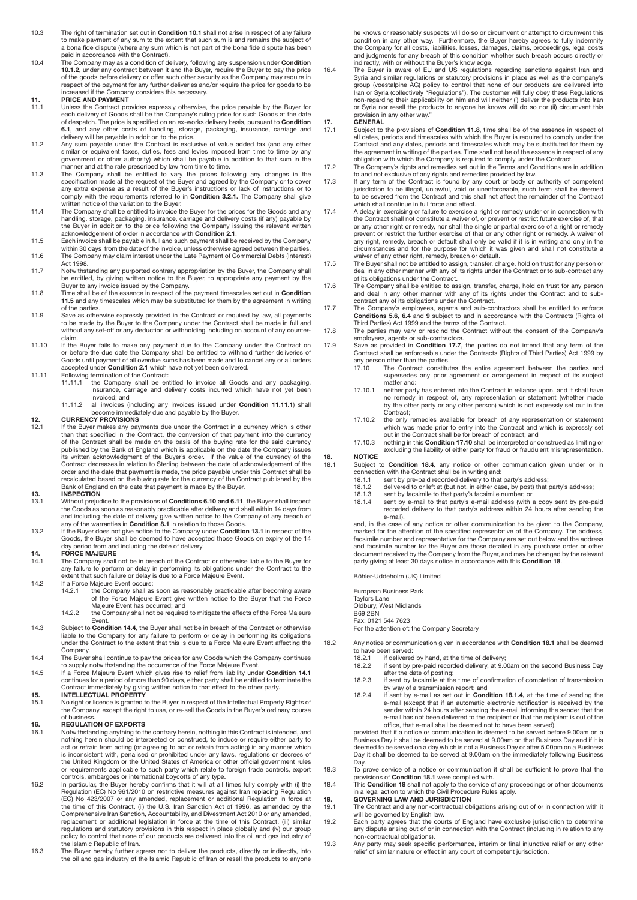10.3 The right of termination set out in **Condition 10.1** shall not arise in respect of any failure to make payment of any sum to the extent that such sum is and remains the subject of a bona fide dispute (where any sum which is not part of the bona fide dispute has been paid in accordance with the Contract).

10.4 The Company may as a condition of delivery, following any suspension under **Condition 10.1.2**, under any contract between it and the Buyer, require the Buyer to pay the price of the goods before delivery or offer such other security as the Company may require in respect of the payment for any further deliveries and/or require the price for goods to be increased if the Company considers this necessary.

**11. PRICE AND PAYMENT**

11.1 Unless the Contract provides expressly otherwise, the price payable by the Buyer for each delivery of Goods shall be the Company's ruling price for such Goods at the date of despatch. The price is specified on an ex-works delivery basis, pursuant to **Condition 6.1**, and any other costs of handling, storage, packaging, insurance, carriage and delivery will be payable in addition to the price.

11.2 Any sum payable under the Contract is exclusive of value added tax (and any other similar or equivalent taxes, duties, fees and levies imposed from time to time by any government or other authority) which shall be payable in addition to that sum in the manner and at the rate prescribed by law from time to time.

11.3 The Company shall be entitled to vary the prices following any changes in the specification made at the request of the Buyer and agreed by the Company or to cover any extra expense as a result of the Buyer's instructions or lack of instructions or to comply with the requirements referred to in **Condition 3.2.1.** The Company shall give written notice of the variation to the Buyer.

11.4 The Company shall be entitled to invoice the Buyer for the prices for the Goods and any handling, storage, packaging, insurance, carriage and delivery costs (if any) payable by the Buyer in addition to the price following the Company issuing the relevant written acknowledgement of order in accordance with **Condition 2.1**.

11.5 Each invoice shall be payable in full and such payment shall be received by the Company within 30 days from the date of the invoice, unless otherwise agreed between the parties.

11.6 The Company may claim interest under the Late Payment of Commercial Debts (Interest) Act 1998.

11.7 Notwithstanding any purported contrary appropriation by the Buyer, the Company shall be entitled, by giving written notice to the Buyer, to appropriate any payment by the Buyer to any invoice issued by the Company.

11.8 Time shall be of the essence in respect of the payment timescales set out in **Condition 11.5** and any timescales which may be substituted for them by the agreement in writing of the parties.

11.9 Save as otherwise expressly provided in the Contract or required by law, all payments to be made by the Buyer to the Company under the Contract shall be made in full and without any set-off or any deduction or withholding including on account of any counter-claim.

11.10 If the Buyer fails to make any payment due to the Company under the Contract on or before the due date the Company shall be entitled to withhold further deliveries of Goods until payment of all overdue sums has been made and to cancel any or all orders accepted under **Condition 2.1** which have not yet been delivered.

11.11 Following termination of the Contract:

11.11.1 the Company shall be entitled to invoice all Goods and any packaging, insurance, carriage and delivery costs incurred which have not yet been invoiced; and

11.11.2 all invoices (including any invoices issued under **Condition 11.11.1**) shall become immediately due and payable by the Buyer.

**12. CURRENCY PROVISIONS**

12.1 If the Buyer makes any payments due under the Contract in a currency which is other than that specified in the Contract, the conversion of that payment into the currency of the Contract shall be made on the basis of the buying rate for the said currency published by the Bank of England which is applicable on the date the Company issues its written acknowledgment of the Buyer's order. If the value of the currency of the Contract decreases in relation to Sterling between the date of acknowledgement of the order and the date that payment is made, the price payable under this Contract shall be recalculated based on the buying rate for the currency of the Contract published by the Bank of England on the date that payment is made by the Buyer.

**13. INSPECTION**

13.1 Without prejudice to the provisions of **Conditions 6.10 and 6.11**, the Buyer shall inspect the Goods as soon as reasonably practicable after delivery and shall within 14 days from and including the date of delivery give written notice to the Company of any breach of any of the warranties in **Condition 8.1** in relation to those Goods.

13.2 If the Buyer does not give notice to the Company under **Condition 13.1** in respect of the Goods, the Buyer shall be deemed to have accepted those Goods on expiry of the 14 day period from and including the date of delivery.

**14. FORCE MAJEURE**

14.1 The Company shall not be in breach of the Contract or otherwise liable to the Buyer for any failure to perform or delay in performing its obligations under the Contract to the extent that such failure or delay is due to a Force Majeure Event.

14.2 If a Force Majeure Event occurs:

14.2.1 the Company shall as soon as reasonably practicable after becoming aware of the Force Majeure Event give written notice to the Buyer that the Force Majeure Event has occurred; and

14.2.2 the Company shall not be required to mitigate the effects of the Force Majeure Event.

14.3 Subject to **Condition 14.4**, the Buyer shall not be in breach of the Contract or otherwise liable to the Company for any failure to perform or delay in performing its obligations under the Contract to the extent that this is due to a Force Majeure Event affecting the Company.

14.4 The Buyer shall continue to pay the prices for any Goods which the Company continues to supply notwithstanding the occurrence of the Force Majeure Event.

14.5 If a Force Majeure Event which gives rise to relief from liability under **Condition 14.1** continues for a period of more than 90 days, either party shall be entitled to terminate the Contract immediately by giving written notice to that effect to the other party.

**15. INTELLECTUAL PROPERTY**

15.1 No right or licence is granted to the Buyer in respect of the Intellectual Property Rights of the Company, except the right to use, or re-sell the Goods in the Buyer's ordinary course of business.

**16. REGULATION OF EXPORTS**

16.1 Notwithstanding anything to the contrary herein, nothing in this Contract is intended, and nothing herein should be interpreted or construed, to induce or require either party to act or refrain from acting (or agreeing to act or refrain from acting) in any manner which is inconsistent with, penalised or prohibited under any laws, regulations or decrees of the United Kingdom or the United States of America or other official government rules or requirements applicable to such party which relate to foreign trade controls, export controls, embargoes or international boycotts of any type.

16.2 In particular, the Buyer hereby confirms that it will at all times fully comply with (i) the Regulation (EC) No 961/2010 on restrictive measures against Iran replacing Regulation (EC) No 423/2007 or any amended, replacement or additional Regulation in force at the time of this Contract, (ii) the U.S. Iran Sanction Act of 1996, as amended by the Comprehensive Iran Sanction, Accountability, and Divestment Act 2010 or any amended, replacement or additional legislation in force at the time of this Contract, (iii) similar regulations and statutory provisions in this respect in place globally and (iv) our group policy to control that none of our products are delivered into the oil and gas industry of the Islamic Republic of Iran.

16.3 The Buyer hereby further agrees not to deliver the products, directly or indirectly, into the oil and gas industry of the Islamic Republic of Iran or resell the products to anyone he knows or reasonably suspects will do so or circumvent or attempt to circumvent this condition in any other way. Furthermore, the Buyer hereby agrees to fully indemnify the Company for all costs, liabilities, losses, damages, claims, proceedings, legal costs and judgments for any breach of this condition whether such breach occurs directly or indirectly, with or without the Buyer's knowledge.

16.4 The Buyer is aware of EU and US regulations regarding sanctions against Iran and Syria and similar regulations or statutory provisions in place as well as the company's group (voestalpine AG) policy to control that none of our products are delivered into Iran or Syria (collectively "Regulations"). The customer will fully obey these Regulations non-regarding their applicability on him and will neither (i) deliver the products into Iran or Syria nor resell the products to anyone he knows will do so nor (ii) circumvent this provision in any other way."

**17. GENERAL**

17.1 Subject to the provisions of **Condition 11.8**, time shall be of the essence in respect of all dates, periods and timescales with which the Buyer is required to comply under the Contract and any dates, periods and timescales which may be substituted for them by the agreement in writing of the parties. Time shall not be of the essence in respect of any obligation with which the Company is required to comply under the Contract.

17.2 The Company's rights and remedies set out in the Terms and Conditions are in addition to and not exclusive of any rights and remedies provided by law.

17.3 If any term of the Contract is found by any court or body or authority of competent jurisdiction to be illegal, unlawful, void or unenforceable, such term shall be deemed to be severed from the Contract and this shall not affect the remainder of the Contract which shall continue in full force and effect.

17.4 A delay in exercising or failure to exercise a right or remedy under or in connection with the Contract shall not constitute a waiver of, or prevent or restrict future exercise of, that or any other right or remedy, nor shall the single or partial exercise of a right or remedy prevent or restrict the further exercise of that or any other right or remedy. A waiver of any right, remedy, breach or default shall only be valid if it is in writing and only in the circumstances and for the purpose for which it was given and shall not constitute a waiver of any other right, remedy, breach or default.

17.5 The Buyer shall not be entitled to assign, transfer, charge, hold on trust for any person or deal in any other manner with any of its rights under the Contract or to sub-contract any of its obligations under the Contract.

17.6 The Company shall be entitled to assign, transfer, charge, hold on trust for any person and deal in any other manner with any of its rights under the Contract and to sub-contract any of its obligations under the Contract.

17.7 The Company's employees, agents and sub-contractors shall be entitled to enforce **Conditions 5.6, 6.4** and **9** subject to and in accordance with the Contracts (Rights of Third Parties) Act 1999 and the terms of the Contract.

17.8 The parties may vary or rescind the Contract without the consent of the Company's employees, agents or sub-contractors.

17.9 Save as provided in **Condition 17.7**, the parties do not intend that any term of the Contract shall be enforceable under the Contracts (Rights of Third Parties) Act 1999 by any person other than the parties.

17.10 The Contract constitutes the entire agreement between the parties and supersedes any prior agreement or arrangement in respect of its subject matter and:

17.10.1 neither party has entered into the Contract in reliance upon, and it shall have no remedy in respect of, any representation or statement (whether made by the other party or any other person) which is not expressly set out in the Contract;

17.10.2 the only remedies available for breach of any representation or statement which was made prior to entry into the Contract and which is expressly set out in the Contract shall be for breach of contract; and

17.10.3 nothing in this **Condition 17.10** shall be interpreted or construed as limiting or excluding the liability of either party for fraud or fraudulent misrepresentation.

**18. NOTICE**

18.1 Subject to **Condition 18.4**, any notice or other communication given under or in connection with the Contract shall be in writing and:

18.1.1 sent by pre-paid recorded delivery to that party's address;

18.1.2 delivered to or left at (but not, in either case, by post) that party's address;

18.1.3 sent by facsimile to that party's facsimile number; or

18.1.4 sent by e-mail to that party's e-mail address (with a copy sent by pre-paid recorded delivery to that party's address within 24 hours after sending the e-mail),

and, in the case of any notice or other communication to be given to the Company, marked for the attention of the specified representative of the Company. The address, facsimile number and representative for the Company are set out below and the address and facsimile number for the Buyer are those detailed in any purchase order or other document received by the Company from the Buyer, and may be changed by the relevant party giving at least 30 days notice in accordance with this **Condition 18**.

Böhler-Uddeholm (UK) Limited

European Business Park
Taylors Lane
Oldbury, West Midlands
B69 2BN
Fax: 0121 544 7623
For the attention of: the Company Secretary

18.2 Any notice or communication given in accordance with **Condition 18.1** shall be deemed to have been served:

18.2.1 if delivered by hand, at the time of delivery;

18.2.2 if sent by pre-paid recorded delivery, at 9.00am on the second Business Day after the date of posting;

18.2.3 if sent by facsimile at the time of confirmation of completion of transmission by way of a transmission report; and

18.2.4 if sent by e-mail as set out in **Condition 18.1.4,** at the time of sending the e-mail (except that if an automatic electronic notification is received by the sender within 24 hours after sending the e-mail informing the sender that the e-mail has not been delivered to the recipient or that the recipient is out of the office, that e-mail shall be deemed not to have been served),

provided that if a notice or communication is deemed to be served before 9.00am on a Business Day it shall be deemed to be served at 9.00am on that Business Day and if it is deemed to be served on a day which is not a Business Day or after 5.00pm on a Business Day it shall be deemed to be served at 9.00am on the immediately following Business Day.

18.3 To prove service of a notice or communication it shall be sufficient to prove that the provisions of **Condition 18.1** were complied with.

18.4 This **Condition 18** shall not apply to the service of any proceedings or other documents in a legal action to which the Civil Procedure Rules apply.

**19. GOVERNING LAW AND JURISDICTION**

19.1 The Contract and any non-contractual obligations arising out of or in connection with it will be governed by English law.

19.2 Each party agrees that the courts of England have exclusive jurisdiction to determine any dispute arising out of or in connection with the Contract (including in relation to any non-contractual obligations).

19.3 Any party may seek specific performance, interim or final injunctive relief or any other relief of similar nature or effect in any court of competent jurisdiction.